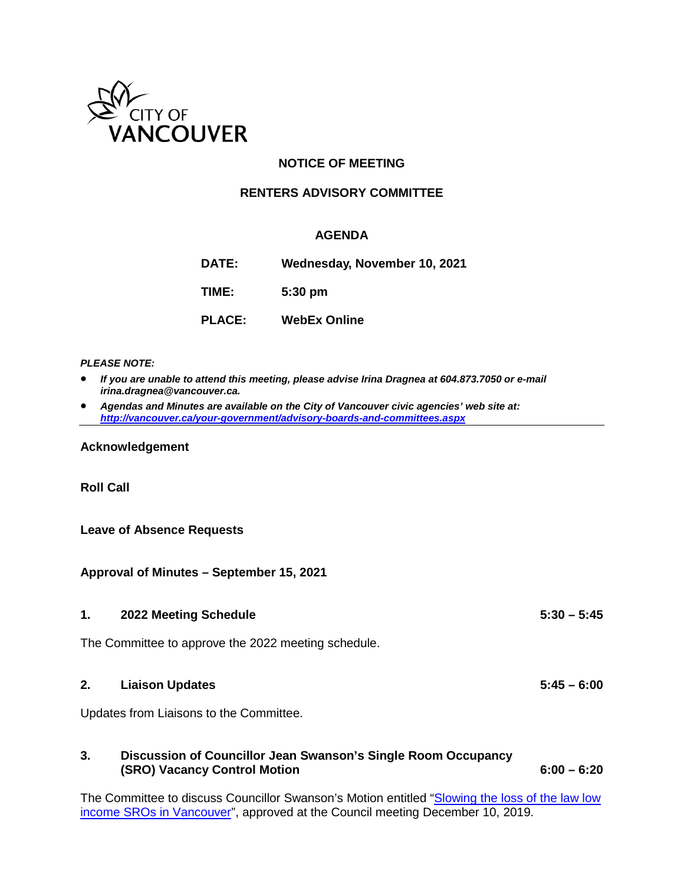CITY OF VANCOUVER

# NOTICE OF MEETING

## RENTERS ADVISORY COMMITTEE

### AGENDA

**DATE:** Wednesday, November 10, 2021

**TIME:** 5:30 pm

**PLACE:** WebEx Online

***PLEASE NOTE:***

- ***If you are unable to attend this meeting, please advise Irina Dragnea at 604.873.7050 or e-mail irina.dragnea@vancouver.ca.***
- ***Agendas and Minutes are available on the City of Vancouver civic agencies' web site at: [http://vancouver.ca/your-government/advisory-boards-and-committees.aspx](http://vancouver.ca/your-government/advisory-boards-and-committees.aspx)***

---

**Acknowledgement**

**Roll Call**

**Leave of Absence Requests**

**Approval of Minutes – September 15, 2021**

**1. 2022 Meeting Schedule** **5:30 – 5:45**

The Committee to approve the 2022 meeting schedule.

**2. Liaison Updates** **5:45 – 6:00**

Updates from Liaisons to the Committee.

**3. Discussion of Councillor Jean Swanson's Single Room Occupancy (SRO) Vacancy Control Motion** **6:00 – 6:20**

The Committee to discuss Councillor Swanson's Motion entitled "Slowing the loss of the law low income SROs in Vancouver", approved at the Council meeting December 10, 2019.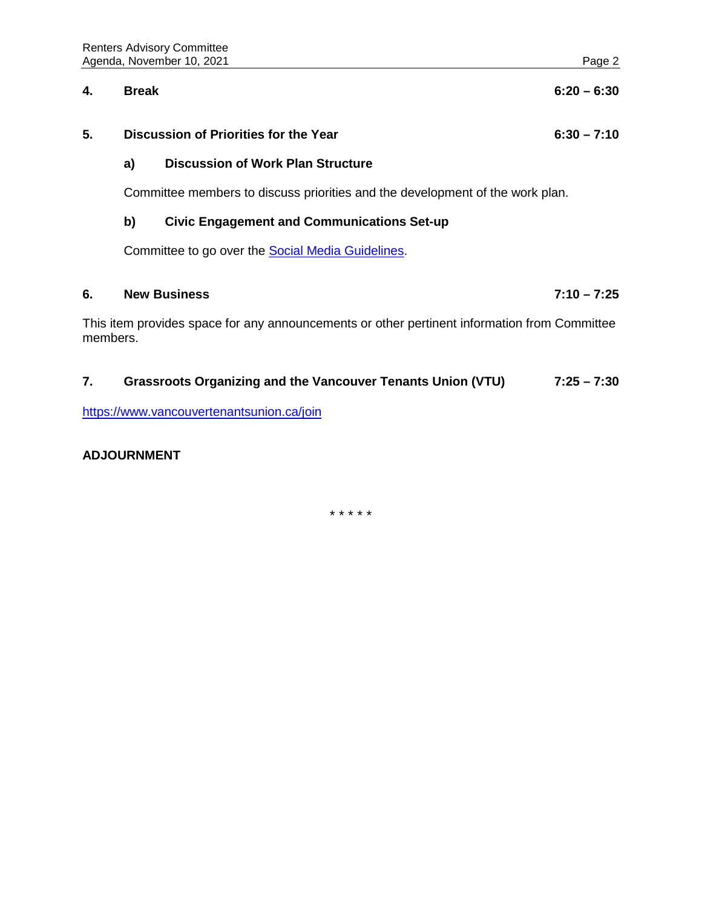**4. Break 6:20 – 6:30**

**5. Discussion of Priorities for the Year 6:30 – 7:10**

**a) Discussion of Work Plan Structure**

Committee members to discuss priorities and the development of the work plan.

**b) Civic Engagement and Communications Set-up**

Committee to go over the Social Media Guidelines.

**6. New Business 7:10 – 7:25**

This item provides space for any announcements or other pertinent information from Committee members.

**7. Grassroots Organizing and the Vancouver Tenants Union (VTU) 7:25 – 7:30**

https://www.vancouvertenantsunion.ca/join

**ADJOURNMENT**

* * * * *